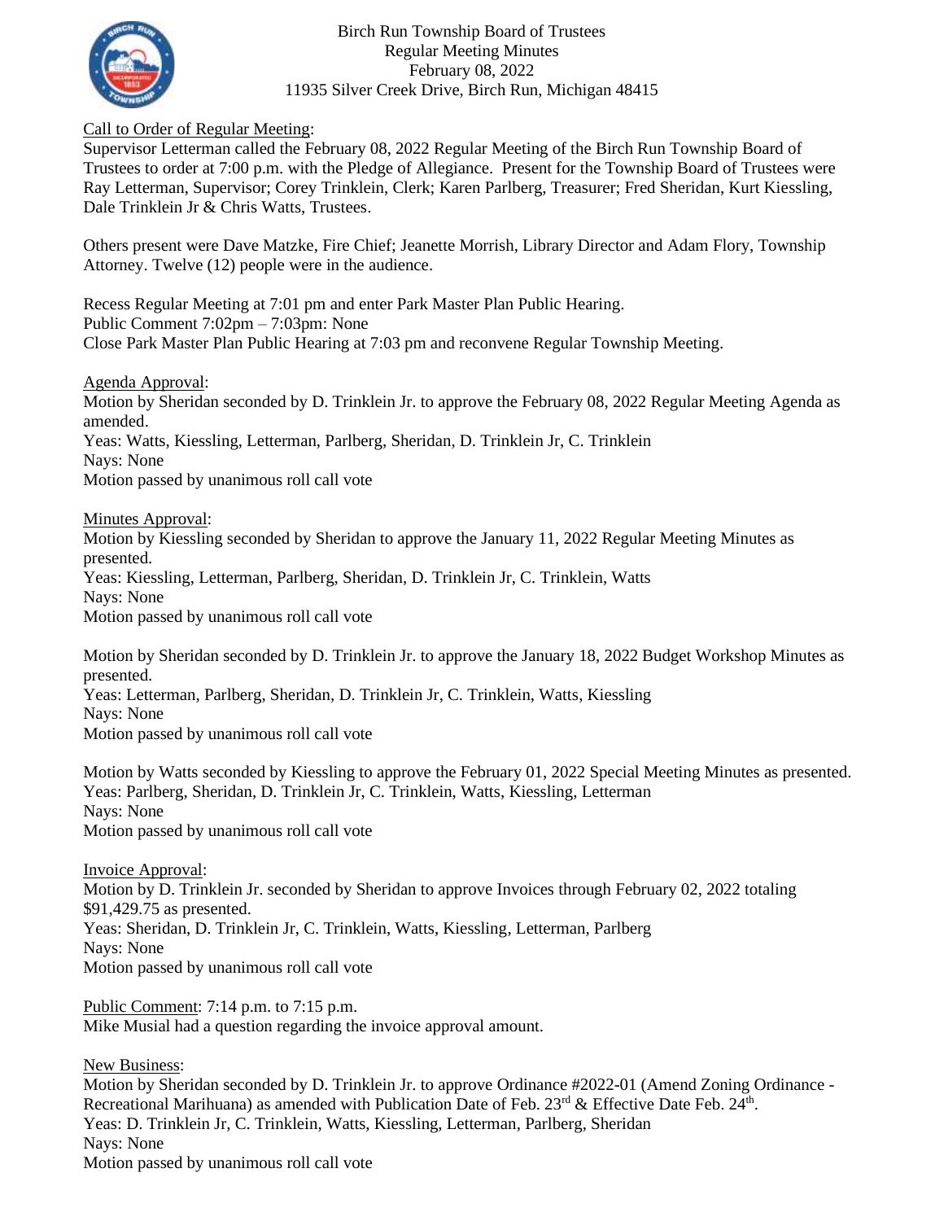Birch Run Township Board of Trustees
Regular Meeting Minutes
February 08, 2022
11935 Silver Creek Drive, Birch Run, Michigan 48415

Call to Order of Regular Meeting:
Supervisor Letterman called the February 08, 2022 Regular Meeting of the Birch Run Township Board of Trustees to order at 7:00 p.m. with the Pledge of Allegiance. Present for the Township Board of Trustees were Ray Letterman, Supervisor; Corey Trinklein, Clerk; Karen Parlberg, Treasurer; Fred Sheridan, Kurt Kiessling, Dale Trinklein Jr & Chris Watts, Trustees.

Others present were Dave Matzke, Fire Chief; Jeanette Morrish, Library Director and Adam Flory, Township Attorney. Twelve (12) people were in the audience.

Recess Regular Meeting at 7:01 pm and enter Park Master Plan Public Hearing.
Public Comment 7:02pm – 7:03pm: None
Close Park Master Plan Public Hearing at 7:03 pm and reconvene Regular Township Meeting.

Agenda Approval:
Motion by Sheridan seconded by D. Trinklein Jr. to approve the February 08, 2022 Regular Meeting Agenda as amended.
Yeas: Watts, Kiessling, Letterman, Parlberg, Sheridan, D. Trinklein Jr, C. Trinklein
Nays: None
Motion passed by unanimous roll call vote

Minutes Approval:
Motion by Kiessling seconded by Sheridan to approve the January 11, 2022 Regular Meeting Minutes as presented.
Yeas: Kiessling, Letterman, Parlberg, Sheridan, D. Trinklein Jr, C. Trinklein, Watts
Nays: None
Motion passed by unanimous roll call vote

Motion by Sheridan seconded by D. Trinklein Jr. to approve the January 18, 2022 Budget Workshop Minutes as presented.
Yeas: Letterman, Parlberg, Sheridan, D. Trinklein Jr, C. Trinklein, Watts, Kiessling
Nays: None
Motion passed by unanimous roll call vote

Motion by Watts seconded by Kiessling to approve the February 01, 2022 Special Meeting Minutes as presented.
Yeas: Parlberg, Sheridan, D. Trinklein Jr, C. Trinklein, Watts, Kiessling, Letterman
Nays: None
Motion passed by unanimous roll call vote

Invoice Approval:
Motion by D. Trinklein Jr. seconded by Sheridan to approve Invoices through February 02, 2022 totaling $91,429.75 as presented.
Yeas: Sheridan, D. Trinklein Jr, C. Trinklein, Watts, Kiessling, Letterman, Parlberg
Nays: None
Motion passed by unanimous roll call vote

Public Comment: 7:14 p.m. to 7:15 p.m.
Mike Musial had a question regarding the invoice approval amount.

New Business:
Motion by Sheridan seconded by D. Trinklein Jr. to approve Ordinance #2022-01 (Amend Zoning Ordinance - Recreational Marihuana) as amended with Publication Date of Feb. 23rd & Effective Date Feb. 24th.
Yeas: D. Trinklein Jr, C. Trinklein, Watts, Kiessling, Letterman, Parlberg, Sheridan
Nays: None
Motion passed by unanimous roll call vote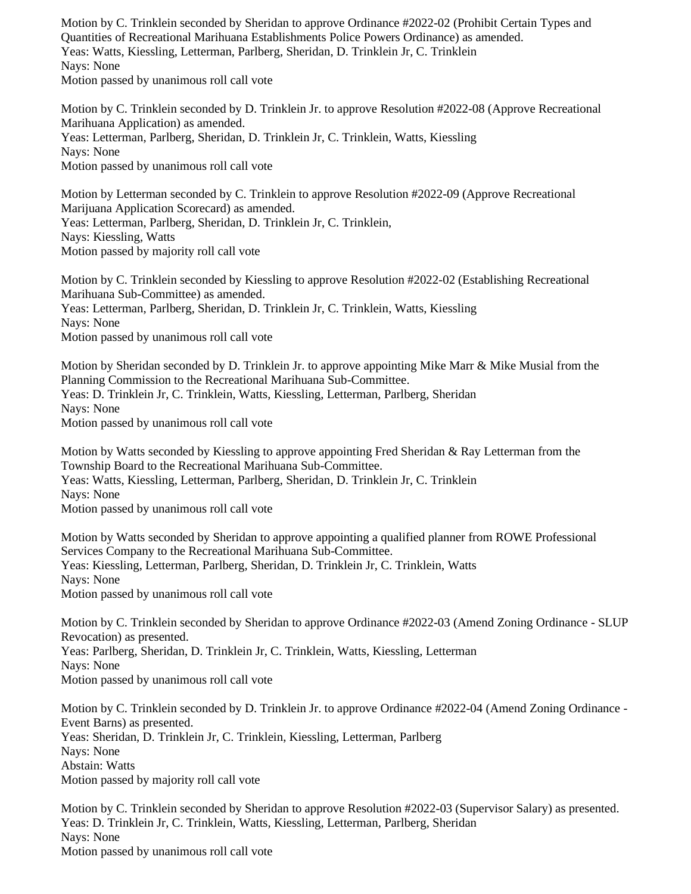Motion by C. Trinklein seconded by Sheridan to approve Ordinance #2022-02 (Prohibit Certain Types and Quantities of Recreational Marihuana Establishments Police Powers Ordinance) as amended.
Yeas: Watts, Kiessling, Letterman, Parlberg, Sheridan, D. Trinklein Jr, C. Trinklein
Nays: None
Motion passed by unanimous roll call vote

Motion by C. Trinklein seconded by D. Trinklein Jr. to approve Resolution #2022-08 (Approve Recreational Marihuana Application) as amended.
Yeas: Letterman, Parlberg, Sheridan, D. Trinklein Jr, C. Trinklein, Watts, Kiessling
Nays: None
Motion passed by unanimous roll call vote

Motion by Letterman seconded by C. Trinklein to approve Resolution #2022-09 (Approve Recreational Marijuana Application Scorecard) as amended.
Yeas: Letterman, Parlberg, Sheridan, D. Trinklein Jr, C. Trinklein,
Nays: Kiessling, Watts
Motion passed by majority roll call vote

Motion by C. Trinklein seconded by Kiessling to approve Resolution #2022-02 (Establishing Recreational Marihuana Sub-Committee) as amended.
Yeas: Letterman, Parlberg, Sheridan, D. Trinklein Jr, C. Trinklein, Watts, Kiessling
Nays: None
Motion passed by unanimous roll call vote

Motion by Sheridan seconded by D. Trinklein Jr. to approve appointing Mike Marr & Mike Musial from the Planning Commission to the Recreational Marihuana Sub-Committee.
Yeas: D. Trinklein Jr, C. Trinklein, Watts, Kiessling, Letterman, Parlberg, Sheridan
Nays: None
Motion passed by unanimous roll call vote

Motion by Watts seconded by Kiessling to approve appointing Fred Sheridan & Ray Letterman from the Township Board to the Recreational Marihuana Sub-Committee.
Yeas: Watts, Kiessling, Letterman, Parlberg, Sheridan, D. Trinklein Jr, C. Trinklein
Nays: None
Motion passed by unanimous roll call vote

Motion by Watts seconded by Sheridan to approve appointing a qualified planner from ROWE Professional Services Company to the Recreational Marihuana Sub-Committee.
Yeas: Kiessling, Letterman, Parlberg, Sheridan, D. Trinklein Jr, C. Trinklein, Watts
Nays: None
Motion passed by unanimous roll call vote

Motion by C. Trinklein seconded by Sheridan to approve Ordinance #2022-03 (Amend Zoning Ordinance - SLUP Revocation) as presented.
Yeas: Parlberg, Sheridan, D. Trinklein Jr, C. Trinklein, Watts, Kiessling, Letterman
Nays: None
Motion passed by unanimous roll call vote

Motion by C. Trinklein seconded by D. Trinklein Jr. to approve Ordinance #2022-04 (Amend Zoning Ordinance - Event Barns) as presented.
Yeas: Sheridan, D. Trinklein Jr, C. Trinklein, Kiessling, Letterman, Parlberg
Nays: None
Abstain: Watts
Motion passed by majority roll call vote

Motion by C. Trinklein seconded by Sheridan to approve Resolution #2022-03 (Supervisor Salary) as presented.
Yeas: D. Trinklein Jr, C. Trinklein, Watts, Kiessling, Letterman, Parlberg, Sheridan
Nays: None
Motion passed by unanimous roll call vote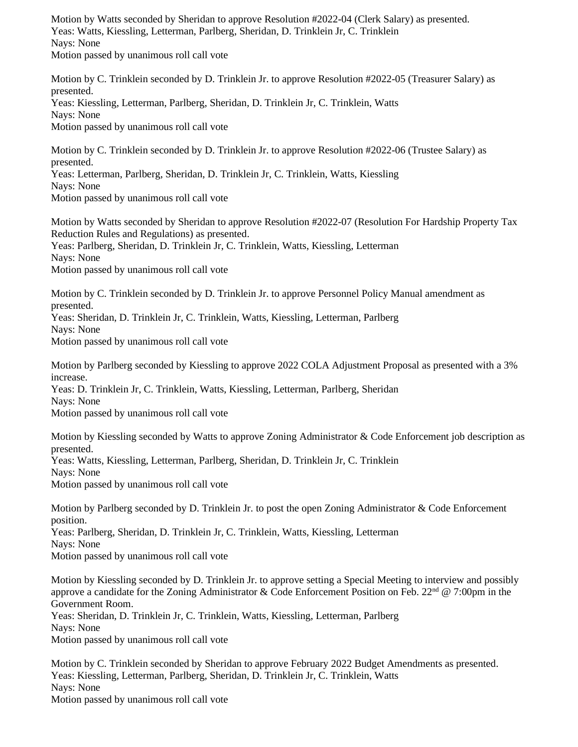Motion by Watts seconded by Sheridan to approve Resolution #2022-04 (Clerk Salary) as presented.
Yeas: Watts, Kiessling, Letterman, Parlberg, Sheridan, D. Trinklein Jr, C. Trinklein
Nays: None
Motion passed by unanimous roll call vote

Motion by C. Trinklein seconded by D. Trinklein Jr. to approve Resolution #2022-05 (Treasurer Salary) as presented.
Yeas: Kiessling, Letterman, Parlberg, Sheridan, D. Trinklein Jr, C. Trinklein, Watts
Nays: None
Motion passed by unanimous roll call vote

Motion by C. Trinklein seconded by D. Trinklein Jr. to approve Resolution #2022-06 (Trustee Salary) as presented.
Yeas: Letterman, Parlberg, Sheridan, D. Trinklein Jr, C. Trinklein, Watts, Kiessling
Nays: None
Motion passed by unanimous roll call vote

Motion by Watts seconded by Sheridan to approve Resolution #2022-07 (Resolution For Hardship Property Tax Reduction Rules and Regulations) as presented.
Yeas: Parlberg, Sheridan, D. Trinklein Jr, C. Trinklein, Watts, Kiessling, Letterman
Nays: None
Motion passed by unanimous roll call vote

Motion by C. Trinklein seconded by D. Trinklein Jr. to approve Personnel Policy Manual amendment as presented.
Yeas: Sheridan, D. Trinklein Jr, C. Trinklein, Watts, Kiessling, Letterman, Parlberg
Nays: None
Motion passed by unanimous roll call vote

Motion by Parlberg seconded by Kiessling to approve 2022 COLA Adjustment Proposal as presented with a 3% increase.
Yeas: D. Trinklein Jr, C. Trinklein, Watts, Kiessling, Letterman, Parlberg, Sheridan
Nays: None
Motion passed by unanimous roll call vote

Motion by Kiessling seconded by Watts to approve Zoning Administrator & Code Enforcement job description as presented.
Yeas: Watts, Kiessling, Letterman, Parlberg, Sheridan, D. Trinklein Jr, C. Trinklein
Nays: None
Motion passed by unanimous roll call vote

Motion by Parlberg seconded by D. Trinklein Jr. to post the open Zoning Administrator & Code Enforcement position.
Yeas: Parlberg, Sheridan, D. Trinklein Jr, C. Trinklein, Watts, Kiessling, Letterman
Nays: None
Motion passed by unanimous roll call vote

Motion by Kiessling seconded by D. Trinklein Jr. to approve setting a Special Meeting to interview and possibly approve a candidate for the Zoning Administrator & Code Enforcement Position on Feb. 22nd @ 7:00pm in the Government Room.
Yeas: Sheridan, D. Trinklein Jr, C. Trinklein, Watts, Kiessling, Letterman, Parlberg
Nays: None
Motion passed by unanimous roll call vote

Motion by C. Trinklein seconded by Sheridan to approve February 2022 Budget Amendments as presented.
Yeas: Kiessling, Letterman, Parlberg, Sheridan, D. Trinklein Jr, C. Trinklein, Watts
Nays: None
Motion passed by unanimous roll call vote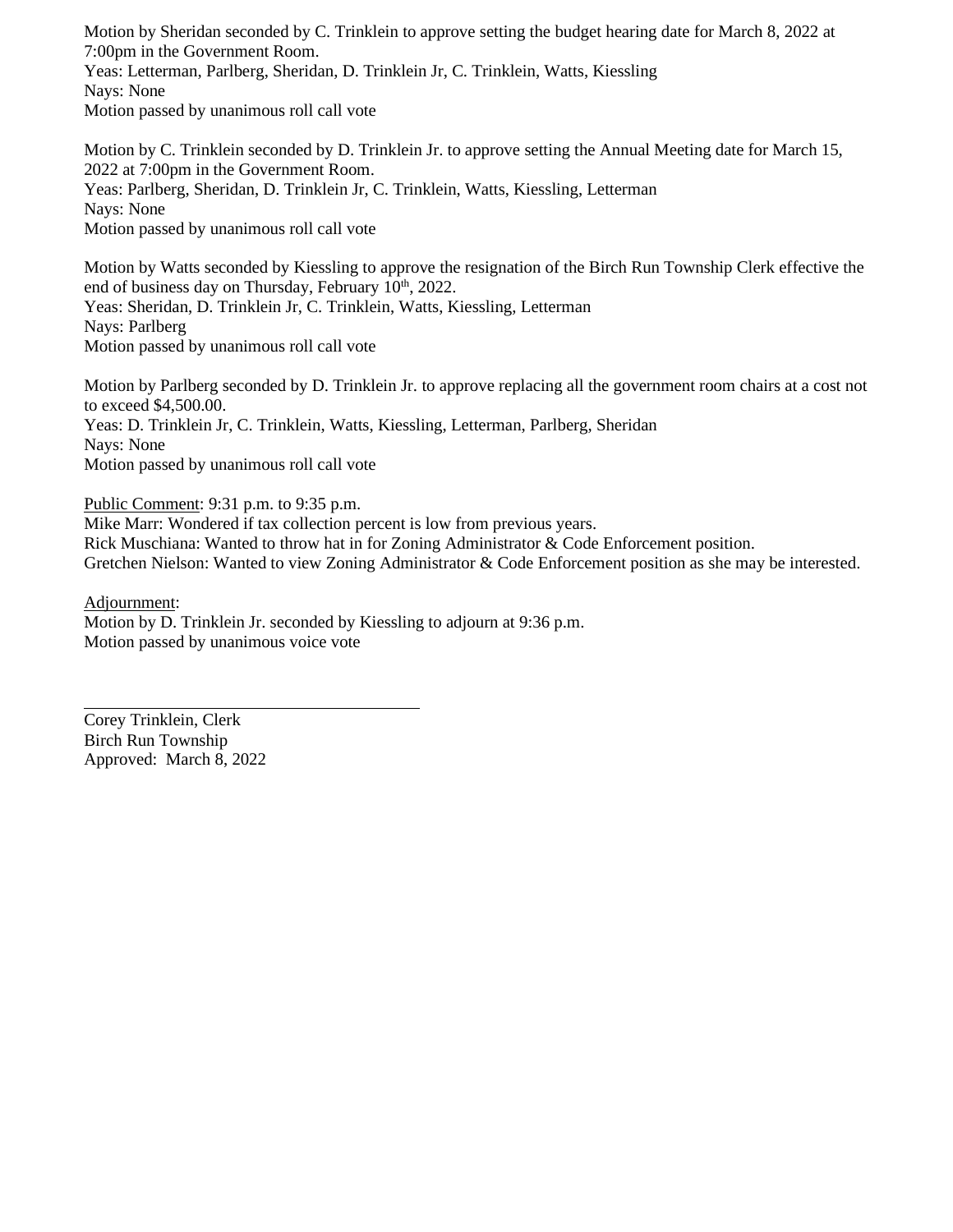Motion by Sheridan seconded by C. Trinklein to approve setting the budget hearing date for March 8, 2022 at 7:00pm in the Government Room.
Yeas: Letterman, Parlberg, Sheridan, D. Trinklein Jr, C. Trinklein, Watts, Kiessling
Nays: None
Motion passed by unanimous roll call vote

Motion by C. Trinklein seconded by D. Trinklein Jr. to approve setting the Annual Meeting date for March 15, 2022 at 7:00pm in the Government Room.
Yeas: Parlberg, Sheridan, D. Trinklein Jr, C. Trinklein, Watts, Kiessling, Letterman
Nays: None
Motion passed by unanimous roll call vote

Motion by Watts seconded by Kiessling to approve the resignation of the Birch Run Township Clerk effective the end of business day on Thursday, February 10th, 2022.
Yeas: Sheridan, D. Trinklein Jr, C. Trinklein, Watts, Kiessling, Letterman
Nays: Parlberg
Motion passed by unanimous roll call vote

Motion by Parlberg seconded by D. Trinklein Jr. to approve replacing all the government room chairs at a cost not to exceed $4,500.00.
Yeas: D. Trinklein Jr, C. Trinklein, Watts, Kiessling, Letterman, Parlberg, Sheridan
Nays: None
Motion passed by unanimous roll call vote

Public Comment: 9:31 p.m. to 9:35 p.m.
Mike Marr: Wondered if tax collection percent is low from previous years.
Rick Muschiana: Wanted to throw hat in for Zoning Administrator & Code Enforcement position.
Gretchen Nielson: Wanted to view Zoning Administrator & Code Enforcement position as she may be interested.

Adjournment:
Motion by D. Trinklein Jr. seconded by Kiessling to adjourn at 9:36 p.m.
Motion passed by unanimous voice vote

\_\_\_\_\_\_\_\_\_\_\_\_\_\_\_\_\_\_\_\_\_\_\_\_\_\_\_\_\_\_\_\_\_\_\_\_\_\_\_\_

Corey Trinklein, Clerk
Birch Run Township
Approved: March 8, 2022